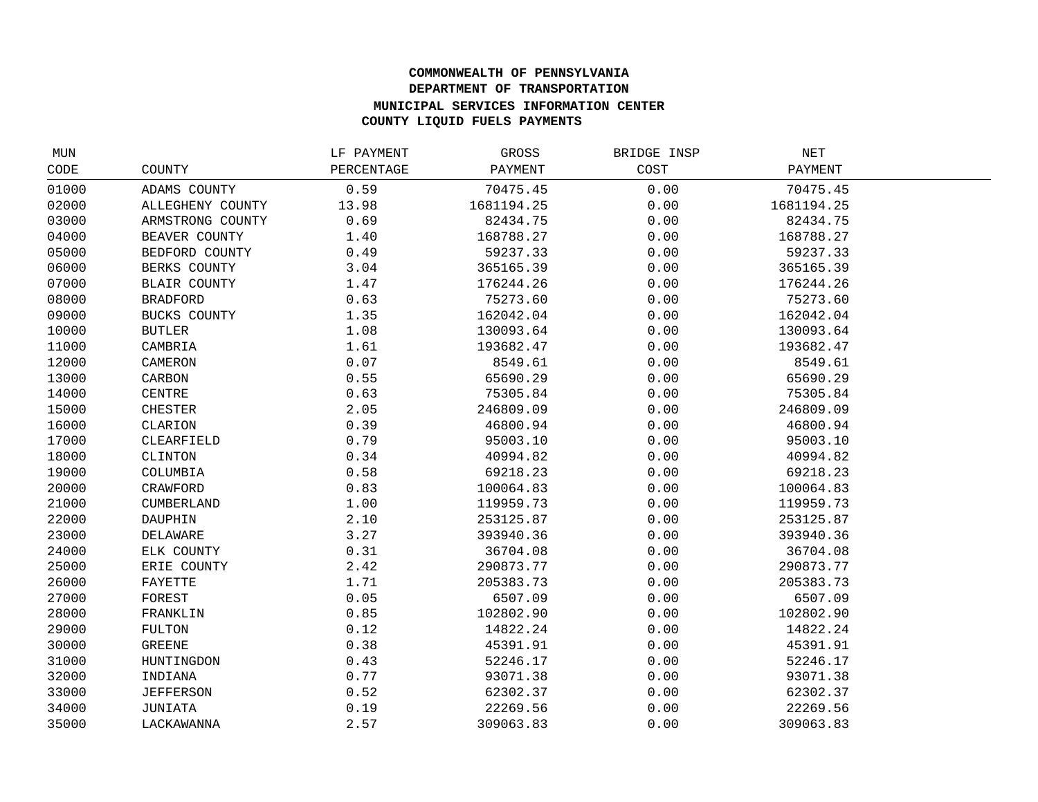**COMMONWEALTH OF PENNSYLVANIA**
**DEPARTMENT OF TRANSPORTATION**
**MUNICIPAL SERVICES INFORMATION CENTER**
**COUNTY LIQUID FUELS PAYMENTS**

| MUN CODE | COUNTY | LF PAYMENT PERCENTAGE | GROSS PAYMENT | BRIDGE INSP COST | NET PAYMENT |
|---|---|---|---|---|---|
| 01000 | ADAMS COUNTY | 0.59 | 70475.45 | 0.00 | 70475.45 |
| 02000 | ALLEGHENY COUNTY | 13.98 | 1681194.25 | 0.00 | 1681194.25 |
| 03000 | ARMSTRONG COUNTY | 0.69 | 82434.75 | 0.00 | 82434.75 |
| 04000 | BEAVER COUNTY | 1.40 | 168788.27 | 0.00 | 168788.27 |
| 05000 | BEDFORD COUNTY | 0.49 | 59237.33 | 0.00 | 59237.33 |
| 06000 | BERKS COUNTY | 3.04 | 365165.39 | 0.00 | 365165.39 |
| 07000 | BLAIR COUNTY | 1.47 | 176244.26 | 0.00 | 176244.26 |
| 08000 | BRADFORD | 0.63 | 75273.60 | 0.00 | 75273.60 |
| 09000 | BUCKS COUNTY | 1.35 | 162042.04 | 0.00 | 162042.04 |
| 10000 | BUTLER | 1.08 | 130093.64 | 0.00 | 130093.64 |
| 11000 | CAMBRIA | 1.61 | 193682.47 | 0.00 | 193682.47 |
| 12000 | CAMERON | 0.07 | 8549.61 | 0.00 | 8549.61 |
| 13000 | CARBON | 0.55 | 65690.29 | 0.00 | 65690.29 |
| 14000 | CENTRE | 0.63 | 75305.84 | 0.00 | 75305.84 |
| 15000 | CHESTER | 2.05 | 246809.09 | 0.00 | 246809.09 |
| 16000 | CLARION | 0.39 | 46800.94 | 0.00 | 46800.94 |
| 17000 | CLEARFIELD | 0.79 | 95003.10 | 0.00 | 95003.10 |
| 18000 | CLINTON | 0.34 | 40994.82 | 0.00 | 40994.82 |
| 19000 | COLUMBIA | 0.58 | 69218.23 | 0.00 | 69218.23 |
| 20000 | CRAWFORD | 0.83 | 100064.83 | 0.00 | 100064.83 |
| 21000 | CUMBERLAND | 1.00 | 119959.73 | 0.00 | 119959.73 |
| 22000 | DAUPHIN | 2.10 | 253125.87 | 0.00 | 253125.87 |
| 23000 | DELAWARE | 3.27 | 393940.36 | 0.00 | 393940.36 |
| 24000 | ELK COUNTY | 0.31 | 36704.08 | 0.00 | 36704.08 |
| 25000 | ERIE COUNTY | 2.42 | 290873.77 | 0.00 | 290873.77 |
| 26000 | FAYETTE | 1.71 | 205383.73 | 0.00 | 205383.73 |
| 27000 | FOREST | 0.05 | 6507.09 | 0.00 | 6507.09 |
| 28000 | FRANKLIN | 0.85 | 102802.90 | 0.00 | 102802.90 |
| 29000 | FULTON | 0.12 | 14822.24 | 0.00 | 14822.24 |
| 30000 | GREENE | 0.38 | 45391.91 | 0.00 | 45391.91 |
| 31000 | HUNTINGDON | 0.43 | 52246.17 | 0.00 | 52246.17 |
| 32000 | INDIANA | 0.77 | 93071.38 | 0.00 | 93071.38 |
| 33000 | JEFFERSON | 0.52 | 62302.37 | 0.00 | 62302.37 |
| 34000 | JUNIATA | 0.19 | 22269.56 | 0.00 | 22269.56 |
| 35000 | LACKAWANNA | 2.57 | 309063.83 | 0.00 | 309063.83 |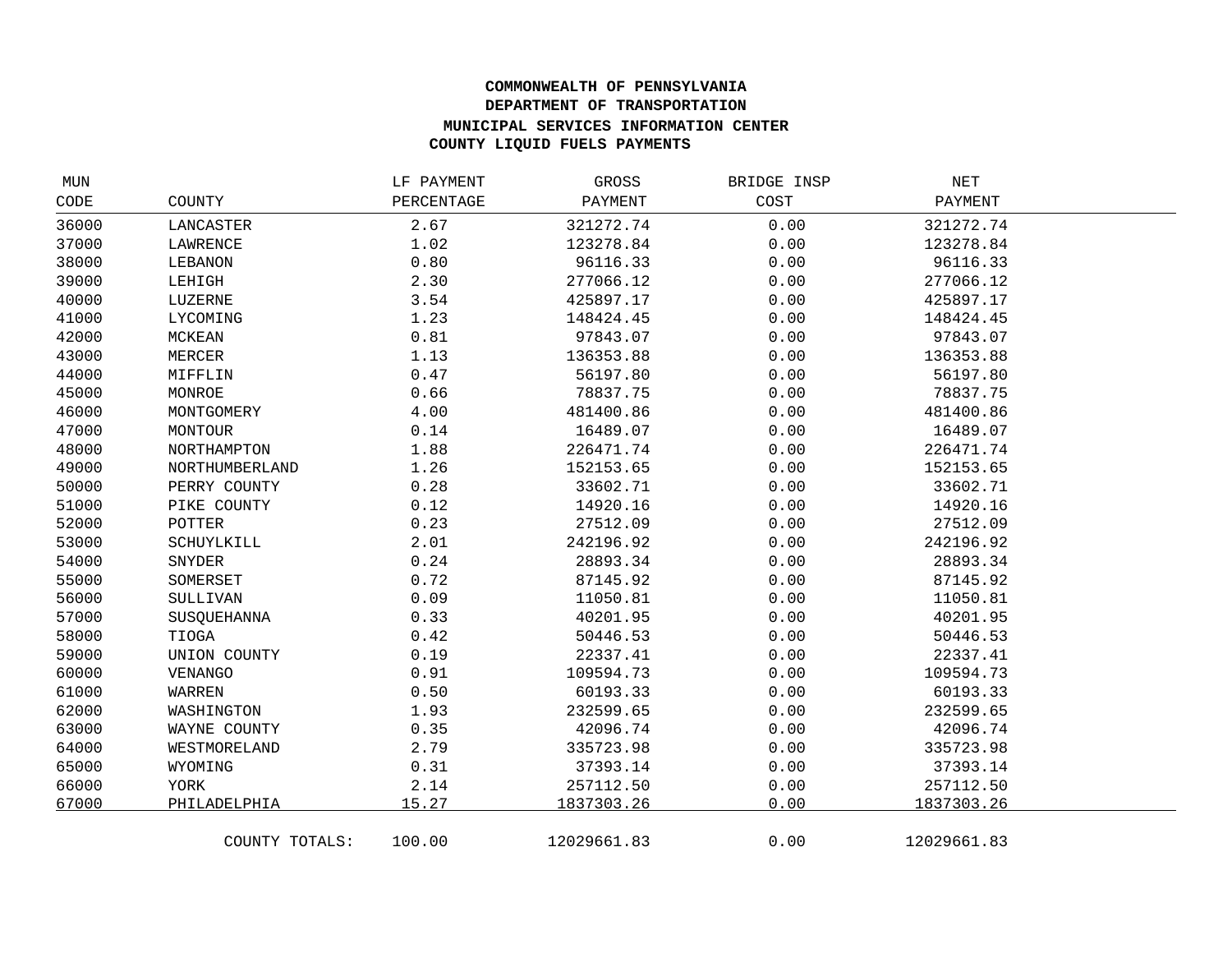**COMMONWEALTH OF PENNSYLVANIA**
**DEPARTMENT OF TRANSPORTATION**
**MUNICIPAL SERVICES INFORMATION CENTER**
**COUNTY LIQUID FUELS PAYMENTS**

| MUN CODE | COUNTY | LF PAYMENT PERCENTAGE | GROSS PAYMENT | BRIDGE INSP COST | NET PAYMENT |
|---|---|---|---|---|---|
| 36000 | LANCASTER | 2.67 | 321272.74 | 0.00 | 321272.74 |
| 37000 | LAWRENCE | 1.02 | 123278.84 | 0.00 | 123278.84 |
| 38000 | LEBANON | 0.80 | 96116.33 | 0.00 | 96116.33 |
| 39000 | LEHIGH | 2.30 | 277066.12 | 0.00 | 277066.12 |
| 40000 | LUZERNE | 3.54 | 425897.17 | 0.00 | 425897.17 |
| 41000 | LYCOMING | 1.23 | 148424.45 | 0.00 | 148424.45 |
| 42000 | MCKEAN | 0.81 | 97843.07 | 0.00 | 97843.07 |
| 43000 | MERCER | 1.13 | 136353.88 | 0.00 | 136353.88 |
| 44000 | MIFFLIN | 0.47 | 56197.80 | 0.00 | 56197.80 |
| 45000 | MONROE | 0.66 | 78837.75 | 0.00 | 78837.75 |
| 46000 | MONTGOMERY | 4.00 | 481400.86 | 0.00 | 481400.86 |
| 47000 | MONTOUR | 0.14 | 16489.07 | 0.00 | 16489.07 |
| 48000 | NORTHAMPTON | 1.88 | 226471.74 | 0.00 | 226471.74 |
| 49000 | NORTHUMBERLAND | 1.26 | 152153.65 | 0.00 | 152153.65 |
| 50000 | PERRY COUNTY | 0.28 | 33602.71 | 0.00 | 33602.71 |
| 51000 | PIKE COUNTY | 0.12 | 14920.16 | 0.00 | 14920.16 |
| 52000 | POTTER | 0.23 | 27512.09 | 0.00 | 27512.09 |
| 53000 | SCHUYLKILL | 2.01 | 242196.92 | 0.00 | 242196.92 |
| 54000 | SNYDER | 0.24 | 28893.34 | 0.00 | 28893.34 |
| 55000 | SOMERSET | 0.72 | 87145.92 | 0.00 | 87145.92 |
| 56000 | SULLIVAN | 0.09 | 11050.81 | 0.00 | 11050.81 |
| 57000 | SUSQUEHANNA | 0.33 | 40201.95 | 0.00 | 40201.95 |
| 58000 | TIOGA | 0.42 | 50446.53 | 0.00 | 50446.53 |
| 59000 | UNION COUNTY | 0.19 | 22337.41 | 0.00 | 22337.41 |
| 60000 | VENANGO | 0.91 | 109594.73 | 0.00 | 109594.73 |
| 61000 | WARREN | 0.50 | 60193.33 | 0.00 | 60193.33 |
| 62000 | WASHINGTON | 1.93 | 232599.65 | 0.00 | 232599.65 |
| 63000 | WAYNE COUNTY | 0.35 | 42096.74 | 0.00 | 42096.74 |
| 64000 | WESTMORELAND | 2.79 | 335723.98 | 0.00 | 335723.98 |
| 65000 | WYOMING | 0.31 | 37393.14 | 0.00 | 37393.14 |
| 66000 | YORK | 2.14 | 257112.50 | 0.00 | 257112.50 |
| 67000 | PHILADELPHIA | 15.27 | 1837303.26 | 0.00 | 1837303.26 |
| | COUNTY TOTALS: | 100.00 | 12029661.83 | 0.00 | 12029661.83 |